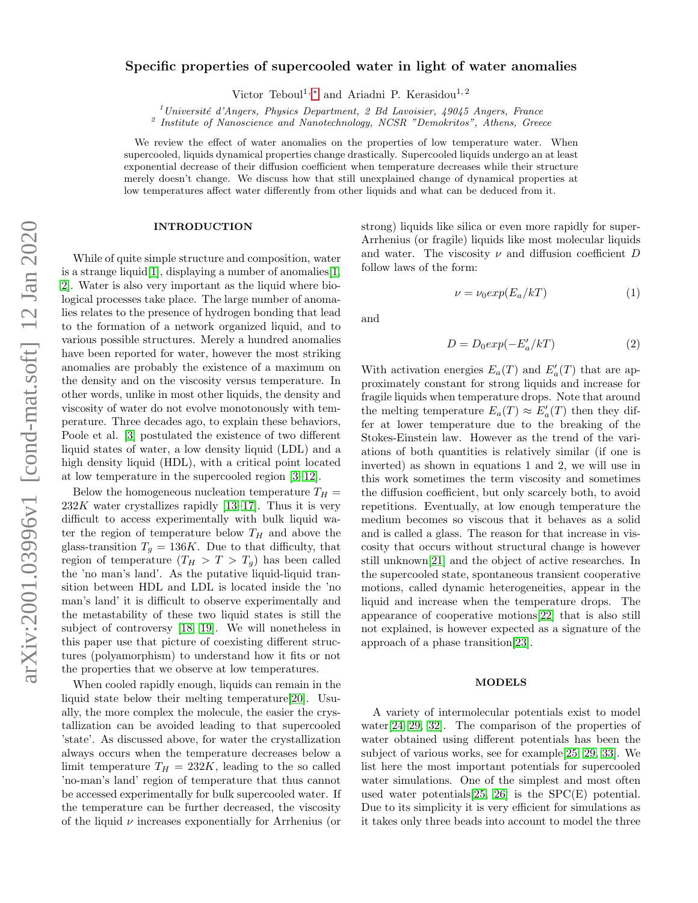# Specific properties of supercooled water in light of water anomalies

Victor Teboul[1,*] and Ariadni P. Kerasidou[1,2]

[1] *Université d'Angers, Physics Department, 2 Bd Lavoisier, 49045 Angers, France*
[2] *Institute of Nanoscience and Nanotechnology, NCSR "Demokritos", Athens, Greece*

We review the effect of water anomalies on the properties of low temperature water. When supercooled, liquids dynamical properties change drastically. Supercooled liquids undergo an at least exponential decrease of their diffusion coefficient when temperature decreases while their structure merely doesn't change. We discuss how that still unexplained change of dynamical properties at low temperatures affect water differently from other liquids and what can be deduced from it.

## INTRODUCTION

While of quite simple structure and composition, water is a strange liquid[1], displaying a number of anomalies[1, 2]. Water is also very important as the liquid where biological processes take place. The large number of anomalies relates to the presence of hydrogen bonding that lead to the formation of a network organized liquid, and to various possible structures. Merely a hundred anomalies have been reported for water, however the most striking anomalies are probably the existence of a maximum on the density and on the viscosity versus temperature. In other words, unlike in most other liquids, the density and viscosity of water do not evolve monotonously with temperature. Three decades ago, to explain these behaviors, Poole et al. [3] postulated the existence of two different liquid states of water, a low density liquid (LDL) and a high density liquid (HDL), with a critical point located at low temperature in the supercooled region [3–12].

Below the homogeneous nucleation temperature $T_H = 232K$ water crystallizes rapidly [13–17]. Thus it is very difficult to access experimentally with bulk liquid water the region of temperature below $T_H$ and above the glass-transition $T_g = 136K$. Due to that difficulty, that region of temperature ($T_H > T > T_g$) has been called the 'no man's land'. As the putative liquid-liquid transition between HDL and LDL is located inside the 'no man's land' it is difficult to observe experimentally and the metastability of these two liquid states is still the subject of controversy [18, 19]. We will nonetheless in this paper use that picture of coexisting different structures (polyamorphism) to understand how it fits or not the properties that we observe at low temperatures.

When cooled rapidly enough, liquids can remain in the liquid state below their melting temperature[20]. Usually, the more complex the molecule, the easier the crystallization can be avoided leading to that supercooled 'state'. As discussed above, for water the crystallization always occurs when the temperature decreases below a limit temperature $T_H = 232K$, leading to the so called 'no-man's land' region of temperature that thus cannot be accessed experimentally for bulk supercooled water. If the temperature can be further decreased, the viscosity of the liquid $\nu$ increases exponentially for Arrhenius (or strong) liquids like silica or even more rapidly for super-Arrhenius (or fragile) liquids like most molecular liquids and water. The viscosity $\nu$ and diffusion coefficient $D$ follow laws of the form:

$$\nu = \nu_0 exp(E_a/kT) \tag{1}$$

and

$$D = D_0 exp(-E'_a/kT) \tag{2}$$

With activation energies $E_a(T)$ and $E'_a(T)$ that are approximately constant for strong liquids and increase for fragile liquids when temperature drops. Note that around the melting temperature $E_a(T) \approx E'_a(T)$ then they differ at lower temperature due to the breaking of the Stokes-Einstein law. However as the trend of the variations of both quantities is relatively similar (if one is inverted) as shown in equations 1 and 2, we will use in this work sometimes the term viscosity and sometimes the diffusion coefficient, but only scarcely both, to avoid repetitions. Eventually, at low enough temperature the medium becomes so viscous that it behaves as a solid and is called a glass. The reason for that increase in viscosity that occurs without structural change is however still unknown[21] and the object of active researches. In the supercooled state, spontaneous transient cooperative motions, called dynamic heterogeneities, appear in the liquid and increase when the temperature drops. The appearance of cooperative motions[22] that is also still not explained, is however expected as a signature of the approach of a phase transition[23].

## MODELS

A variety of intermolecular potentials exist to model water[24–29, 32]. The comparison of the properties of water obtained using different potentials has been the subject of various works, see for example[25, 29, 33]. We list here the most important potentials for supercooled water simulations. One of the simplest and most often used water potentials[25, 26] is the SPC(E) potential. Due to its simplicity it is very efficient for simulations as it takes only three beads into account to model the three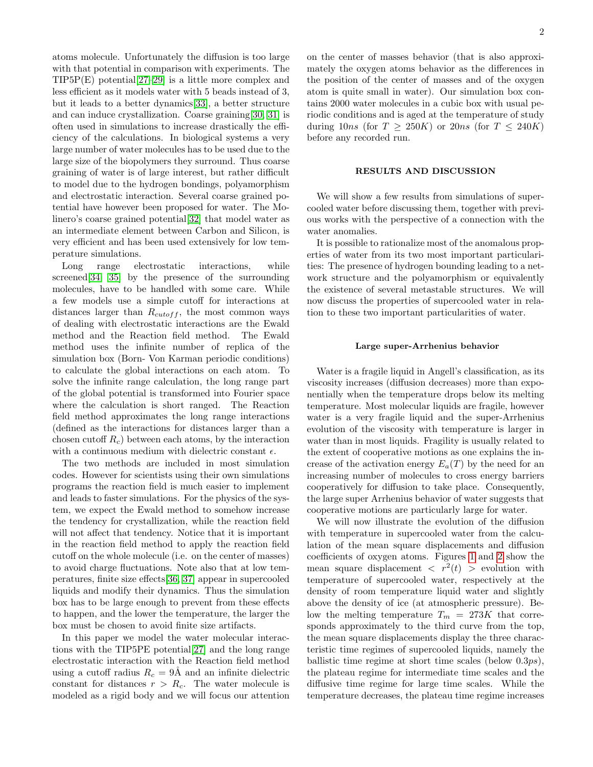atoms molecule. Unfortunately the diffusion is too large with that potential in comparison with experiments. The TIP5P(E) potential[27–29] is a little more complex and less efficient as it models water with 5 beads instead of 3, but it leads to a better dynamics[33], a better structure and can induce crystallization. Coarse graining[30, 31] is often used in simulations to increase drastically the efficiency of the calculations. In biological systems a very large number of water molecules has to be used due to the large size of the biopolymers they surround. Thus coarse graining of water is of large interest, but rather difficult to model due to the hydrogen bondings, polyamorphism and electrostatic interaction. Several coarse grained potential have however been proposed for water. The Molinero's coarse grained potential[32] that model water as an intermediate element between Carbon and Silicon, is very efficient and has been used extensively for low temperature simulations.

Long range electrostatic interactions, while screened[34] [35] by the presence of the surrounding molecules, have to be handled with some care. While a few models use a simple cutoff for interactions at distances larger than $R_{cutoff}$, the most common ways of dealing with electrostatic interactions are the Ewald method and the Reaction field method. The Ewald method uses the infinite number of replica of the simulation box (Born- Von Karman periodic conditions) to calculate the global interactions on each atom. To solve the infinite range calculation, the long range part of the global potential is transformed into Fourier space where the calculation is short ranged. The Reaction field method approximates the long range interactions (defined as the interactions for distances larger than a chosen cutoff $R_c$) between each atoms, by the interaction with a continuous medium with dielectric constant $\epsilon$.

The two methods are included in most simulation codes. However for scientists using their own simulations programs the reaction field is much easier to implement and leads to faster simulations. For the physics of the system, we expect the Ewald method to somehow increase the tendency for crystallization, while the reaction field will not affect that tendency. Notice that it is important in the reaction field method to apply the reaction field cutoff on the whole molecule (i.e. on the center of masses) to avoid charge fluctuations. Note also that at low temperatures, finite size effects[36, 37] appear in supercooled liquids and modify their dynamics. Thus the simulation box has to be large enough to prevent from these effects to happen, and the lower the temperature, the larger the box must be chosen to avoid finite size artifacts.

In this paper we model the water molecular interactions with the TIP5PE potential[27] and the long range electrostatic interaction with the Reaction field method using a cutoff radius $R_c = 9$Å and an infinite dielectric constant for distances $r > R_c$. The water molecule is modeled as a rigid body and we will focus our attention on the center of masses behavior (that is also approximately the oxygen atoms behavior as the differences in the position of the center of masses and of the oxygen atom is quite small in water). Our simulation box contains 2000 water molecules in a cubic box with usual periodic conditions and is aged at the temperature of study during $10ns$ (for $T \geq 250K$) or $20ns$ (for $T \leq 240K$) before any recorded run.

## RESULTS AND DISCUSSION

We will show a few results from simulations of supercooled water before discussing them, together with previous works with the perspective of a connection with the water anomalies.

It is possible to rationalize most of the anomalous properties of water from its two most important particularities: The presence of hydrogen bounding leading to a network structure and the polyamorphism or equivalently the existence of several metastable structures. We will now discuss the properties of supercooled water in relation to these two important particularities of water.

### Large super-Arrhenius behavior

Water is a fragile liquid in Angell's classification, as its viscosity increases (diffusion decreases) more than exponentially when the temperature drops below its melting temperature. Most molecular liquids are fragile, however water is a very fragile liquid and the super-Arrhenius evolution of the viscosity with temperature is larger in water than in most liquids. Fragility is usually related to the extent of cooperative motions as one explains the increase of the activation energy $E_a(T)$ by the need for an increasing number of molecules to cross energy barriers cooperatively for diffusion to take place. Consequently, the large super Arrhenius behavior of water suggests that cooperative motions are particularly large for water.

We will now illustrate the evolution of the diffusion with temperature in supercooled water from the calculation of the mean square displacements and diffusion coefficients of oxygen atoms. Figures 1 and 2 show the mean square displacement $< r^2(t) >$ evolution with temperature of supercooled water, respectively at the density of room temperature liquid water and slightly above the density of ice (at atmospheric pressure). Below the melting temperature $T_m = 273K$ that corresponds approximately to the third curve from the top, the mean square displacements display the three characteristic time regimes of supercooled liquids, namely the ballistic time regime at short time scales (below $0.3ps$), the plateau regime for intermediate time scales and the diffusive time regime for large time scales. While the temperature decreases, the plateau time regime increases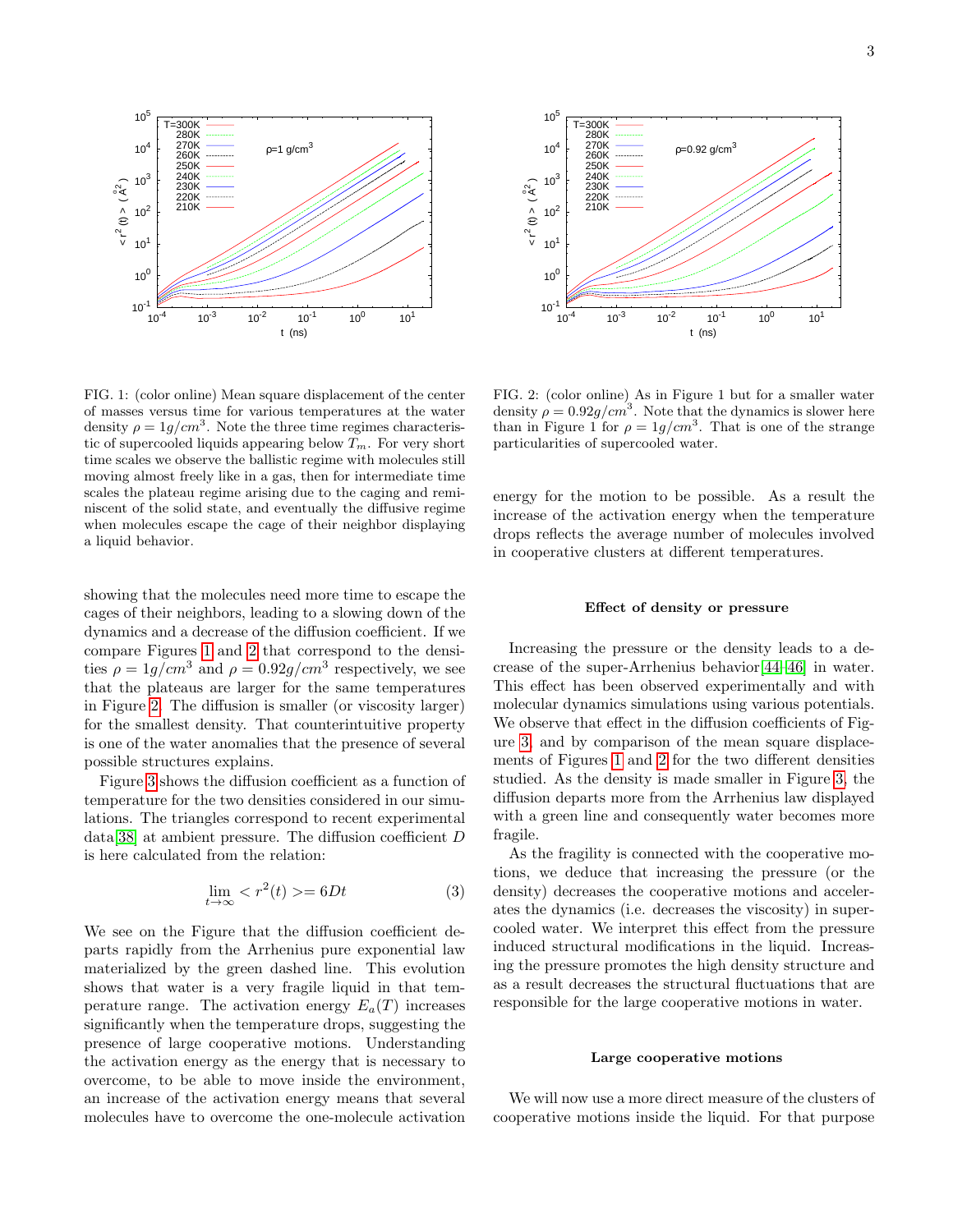FIG. 1: (color online) Mean square displacement of the center of masses versus time for various temperatures at the water density $\rho = 1g/cm^3$. Note the three time regimes characteristic of supercooled liquids appearing below $T_m$. For very short time scales we observe the ballistic regime with molecules still moving almost freely like in a gas, then for intermediate time scales the plateau regime arising due to the caging and reminiscent of the solid state, and eventually the diffusive regime when molecules escape the cage of their neighbor displaying a liquid behavior.

FIG. 2: (color online) As in Figure 1 but for a smaller water density $\rho = 0.92g/cm^3$. Note that the dynamics is slower here than in Figure 1 for $\rho = 1g/cm^3$. That is one of the strange particularities of supercooled water.

showing that the molecules need more time to escape the cages of their neighbors, leading to a slowing down of the dynamics and a decrease of the diffusion coefficient. If we compare Figures 1 and 2 that correspond to the densities $\rho = 1g/cm^3$ and $\rho = 0.92g/cm^3$ respectively, we see that the plateaus are larger for the same temperatures in Figure 2. The diffusion is smaller (or viscosity larger) for the smallest density. That counterintuitive property is one of the water anomalies that the presence of several possible structures explains.

Figure 3 shows the diffusion coefficient as a function of temperature for the two densities considered in our simulations. The triangles correspond to recent experimental data[38] at ambient pressure. The diffusion coefficient $D$ is here calculated from the relation:

$$\lim_{t\to\infty} < r^2(t) >= 6Dt \tag{3}$$

We see on the Figure that the diffusion coefficient departs rapidly from the Arrhenius pure exponential law materialized by the green dashed line. This evolution shows that water is a very fragile liquid in that temperature range. The activation energy $E_a(T)$ increases significantly when the temperature drops, suggesting the presence of large cooperative motions. Understanding the activation energy as the energy that is necessary to overcome, to be able to move inside the environment, an increase of the activation energy means that several molecules have to overcome the one-molecule activation energy for the motion to be possible. As a result the increase of the activation energy when the temperature drops reflects the average number of molecules involved in cooperative clusters at different temperatures.

### Effect of density or pressure

Increasing the pressure or the density leads to a decrease of the super-Arrhenius behavior[44–46] in water. This effect has been observed experimentally and with molecular dynamics simulations using various potentials. We observe that effect in the diffusion coefficients of Figure 3, and by comparison of the mean square displacements of Figures 1 and 2 for the two different densities studied. As the density is made smaller in Figure 3, the diffusion departs more from the Arrhenius law displayed with a green line and consequently water becomes more fragile.

As the fragility is connected with the cooperative motions, we deduce that increasing the pressure (or the density) decreases the cooperative motions and accelerates the dynamics (i.e. decreases the viscosity) in supercooled water. We interpret this effect from the pressure induced structural modifications in the liquid. Increasing the pressure promotes the high density structure and as a result decreases the structural fluctuations that are responsible for the large cooperative motions in water.

### Large cooperative motions

We will now use a more direct measure of the clusters of cooperative motions inside the liquid. For that purpose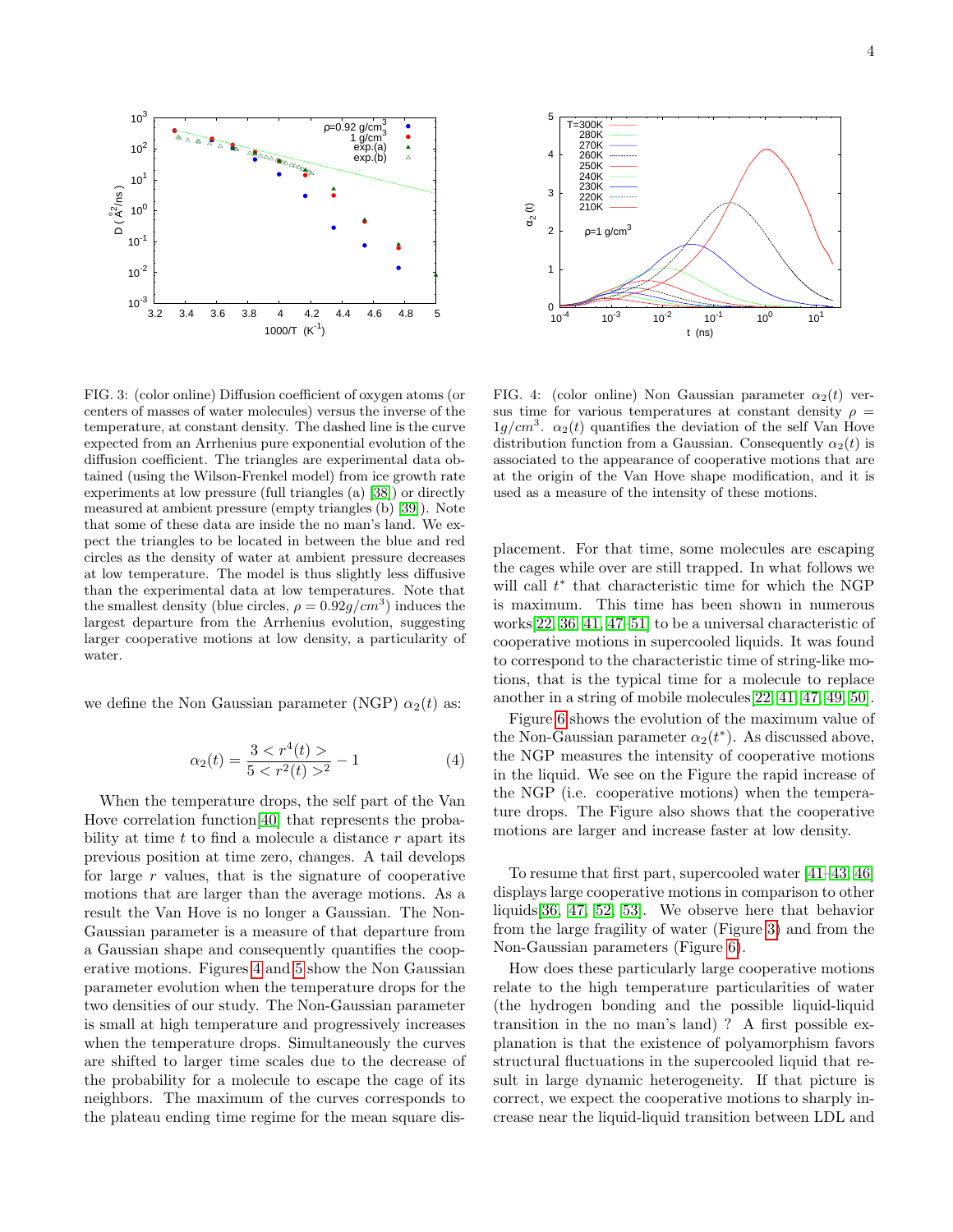FIG. 3: (color online) Diffusion coefficient of oxygen atoms (or centers of masses of water molecules) versus the inverse of the temperature, at constant density. The dashed line is the curve expected from an Arrhenius pure exponential evolution of the diffusion coefficient. The triangles are experimental data obtained (using the Wilson-Frenkel model) from ice growth rate experiments at low pressure (full triangles (a) [38]) or directly measured at ambient pressure (empty triangles (b) [39]). Note that some of these data are inside the no man's land. We expect the triangles to be located in between the blue and red circles as the density of water at ambient pressure decreases at low temperature. The model is thus slightly less diffusive than the experimental data at low temperatures. Note that the smallest density (blue circles, $\rho = 0.92 g/cm^3$) induces the largest departure from the Arrhenius evolution, suggesting larger cooperative motions at low density, a particularity of water.

FIG. 4: (color online) Non Gaussian parameter $\alpha_2(t)$ versus time for various temperatures at constant density $\rho = 1 g/cm^3$. $\alpha_2(t)$ quantifies the deviation of the self Van Hove distribution function from a Gaussian. Consequently $\alpha_2(t)$ is associated to the appearance of cooperative motions that are at the origin of the Van Hove shape modification, and it is used as a measure of the intensity of these motions.

we define the Non Gaussian parameter (NGP) $\alpha_2(t)$ as:

$$\alpha_2(t) = \frac{3 < r^4(t) >}{5 < r^2(t) >^2} - 1 \tag{4}$$

When the temperature drops, the self part of the Van Hove correlation function[40] that represents the probability at time $t$ to find a molecule a distance $r$ apart its previous position at time zero, changes. A tail develops for large $r$ values, that is the signature of cooperative motions that are larger than the average motions. As a result the Van Hove is no longer a Gaussian. The Non-Gaussian parameter is a measure of that departure from a Gaussian shape and consequently quantifies the cooperative motions. Figures 4 and 5 show the Non Gaussian parameter evolution when the temperature drops for the two densities of our study. The Non-Gaussian parameter is small at high temperature and progressively increases when the temperature drops. Simultaneously the curves are shifted to larger time scales due to the decrease of the probability for a molecule to escape the cage of its neighbors. The maximum of the curves corresponds to the plateau ending time regime for the mean square displacement. For that time, some molecules are escaping the cages while over are still trapped. In what follows we will call $t^*$ that characteristic time for which the NGP is maximum. This time has been shown in numerous works[22, 36, 41, 47–51] to be a universal characteristic of cooperative motions in supercooled liquids. It was found to correspond to the characteristic time of string-like motions, that is the typical time for a molecule to replace another in a string of mobile molecules[22, 41, 47, 49, 50].

Figure 6 shows the evolution of the maximum value of the Non-Gaussian parameter $\alpha_2(t^*)$. As discussed above, the NGP measures the intensity of cooperative motions in the liquid. We see on the Figure the rapid increase of the NGP (i.e. cooperative motions) when the temperature drops. The Figure also shows that the cooperative motions are larger and increase faster at low density.

To resume that first part, supercooled water [41–43, 46] displays large cooperative motions in comparison to other liquids[36, 47, 52, 53]. We observe here that behavior from the large fragility of water (Figure 3) and from the Non-Gaussian parameters (Figure 6).

How does these particularly large cooperative motions relate to the high temperature particularities of water (the hydrogen bonding and the possible liquid-liquid transition in the no man's land) ? A first possible explanation is that the existence of polyamorphism favors structural fluctuations in the supercooled liquid that result in large dynamic heterogeneity. If that picture is correct, we expect the cooperative motions to sharply increase near the liquid-liquid transition between LDL and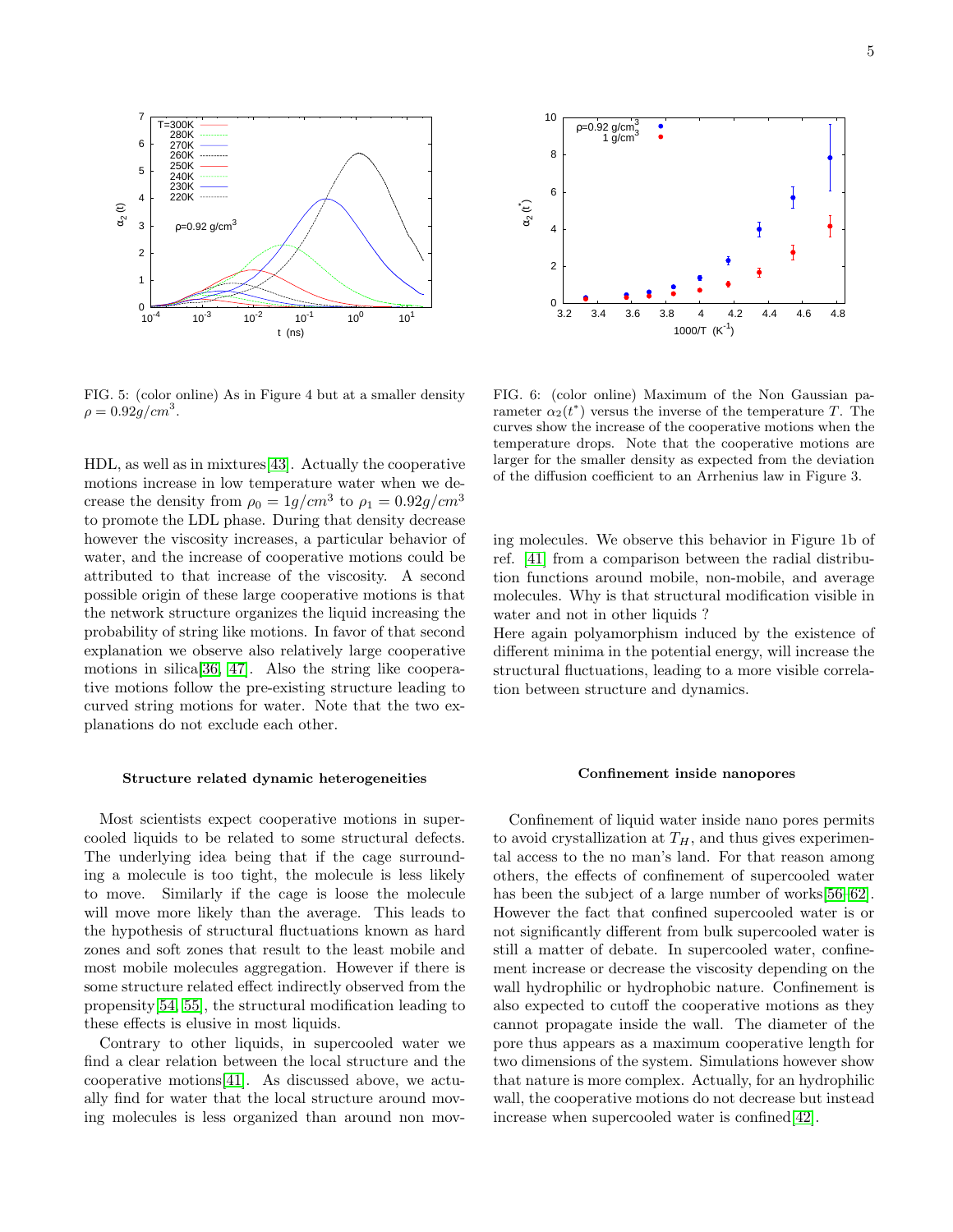FIG. 5: (color online) As in Figure 4 but at a smaller density $\rho = 0.92 g/cm^3$.

FIG. 6: (color online) Maximum of the Non Gaussian parameter $\alpha_2(t^*)$ versus the inverse of the temperature $T$. The curves show the increase of the cooperative motions when the temperature drops. Note that the cooperative motions are larger for the smaller density as expected from the deviation of the diffusion coefficient to an Arrhenius law in Figure 3.

HDL, as well as in mixtures[43]. Actually the cooperative motions increase in low temperature water when we decrease the density from $\rho_0 = 1 g/cm^3$ to $\rho_1 = 0.92 g/cm^3$ to promote the LDL phase. During that density decrease however the viscosity increases, a particular behavior of water, and the increase of cooperative motions could be attributed to that increase of the viscosity. A second possible origin of these large cooperative motions is that the network structure organizes the liquid increasing the probability of string like motions. In favor of that second explanation we observe also relatively large cooperative motions in silica[36, 47]. Also the string like cooperative motions follow the pre-existing structure leading to curved string motions for water. Note that the two explanations do not exclude each other.

### Structure related dynamic heterogeneities

Most scientists expect cooperative motions in supercooled liquids to be related to some structural defects. The underlying idea being that if the cage surrounding a molecule is too tight, the molecule is less likely to move. Similarly if the cage is loose the molecule will move more likely than the average. This leads to the hypothesis of structural fluctuations known as hard zones and soft zones that result to the least mobile and most mobile molecules aggregation. However if there is some structure related effect indirectly observed from the propensity[54, 55], the structural modification leading to these effects is elusive in most liquids.

Contrary to other liquids, in supercooled water we find a clear relation between the local structure and the cooperative motions[41]. As discussed above, we actually find for water that the local structure around moving molecules is less organized than around non moving molecules. We observe this behavior in Figure 1b of ref. [41] from a comparison between the radial distribution functions around mobile, non-mobile, and average molecules. Why is that structural modification visible in water and not in other liquids ?
Here again polyamorphism induced by the existence of different minima in the potential energy, will increase the structural fluctuations, leading to a more visible correlation between structure and dynamics.

### Confinement inside nanopores

Confinement of liquid water inside nano pores permits to avoid crystallization at $T_H$, and thus gives experimental access to the no man's land. For that reason among others, the effects of confinement of supercooled water has been the subject of a large number of works[56–62]. However the fact that confined supercooled water is or not significantly different from bulk supercooled water is still a matter of debate. In supercooled water, confinement increase or decrease the viscosity depending on the wall hydrophilic or hydrophobic nature. Confinement is also expected to cutoff the cooperative motions as they cannot propagate inside the wall. The diameter of the pore thus appears as a maximum cooperative length for two dimensions of the system. Simulations however show that nature is more complex. Actually, for an hydrophilic wall, the cooperative motions do not decrease but instead increase when supercooled water is confined[42].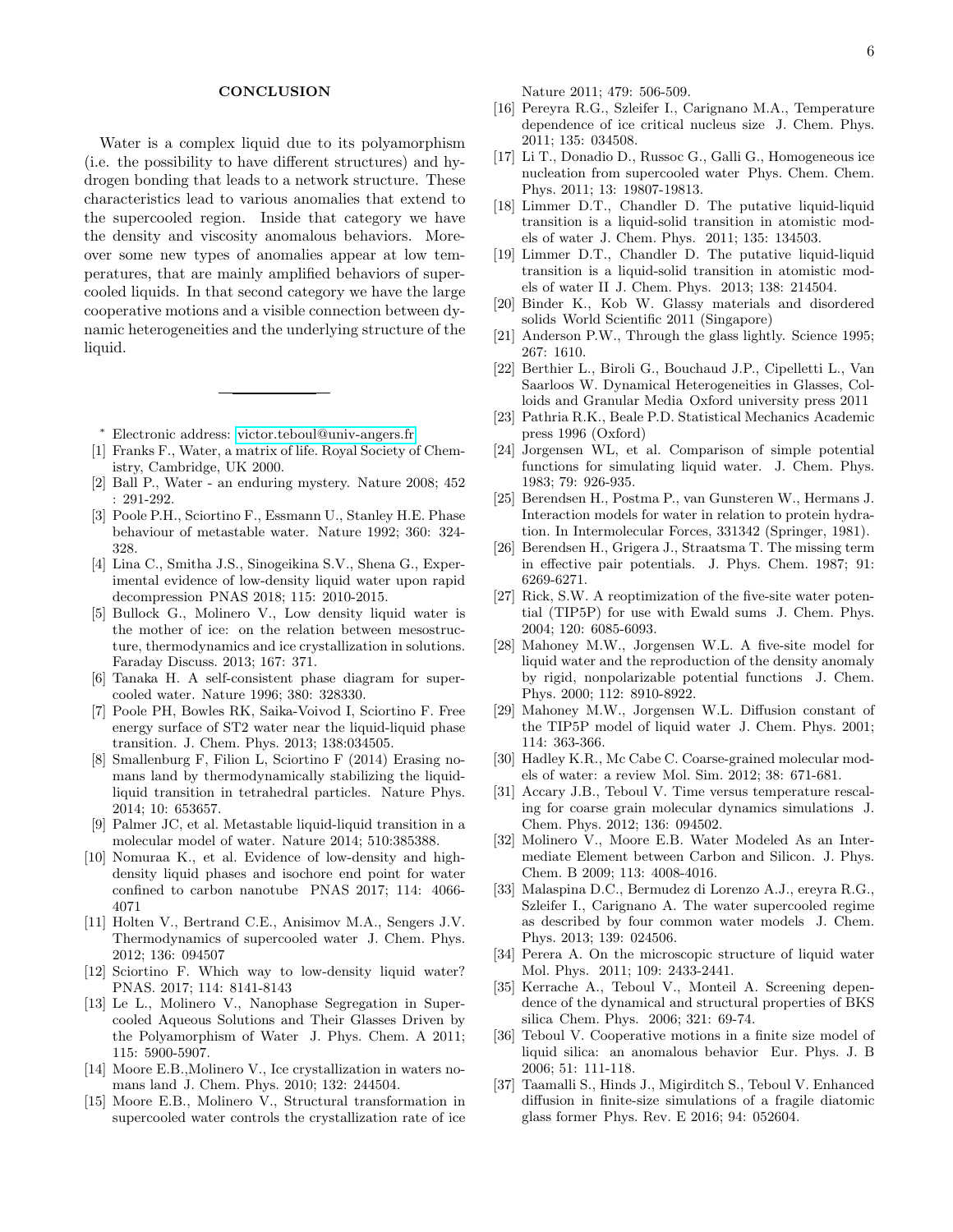## CONCLUSION

Water is a complex liquid due to its polyamorphism (i.e. the possibility to have different structures) and hydrogen bonding that leads to a network structure. These characteristics lead to various anomalies that extend to the supercooled region. Inside that category we have the density and viscosity anomalous behaviors. Moreover some new types of anomalies appear at low temperatures, that are mainly amplified behaviors of supercooled liquids. In that second category we have the large cooperative motions and a visible connection between dynamic heterogeneities and the underlying structure of the liquid.

---

\* Electronic address: victor.teboul@univ-angers.fr

[1] Franks F., Water, a matrix of life. Royal Society of Chemistry, Cambridge, UK 2000.

[2] Ball P., Water - an enduring mystery. Nature 2008; 452 : 291-292.

[3] Poole P.H., Sciortino F., Essmann U., Stanley H.E. Phase behaviour of metastable water. Nature 1992; 360: 324-328.

[4] Lina C., Smitha J.S., Sinogeikina S.V., Shena G., Experimental evidence of low-density liquid water upon rapid decompression PNAS 2018; 115: 2010-2015.

[5] Bullock G., Molinero V., Low density liquid water is the mother of ice: on the relation between mesostructure, thermodynamics and ice crystallization in solutions. Faraday Discuss. 2013; 167: 371.

[6] Tanaka H. A self-consistent phase diagram for supercooled water. Nature 1996; 380: 328330.

[7] Poole PH, Bowles RK, Saika-Voivod I, Sciortino F. Free energy surface of ST2 water near the liquid-liquid phase transition. J. Chem. Phys. 2013; 138:034505.

[8] Smallenburg F, Filion L, Sciortino F (2014) Erasing nomans land by thermodynamically stabilizing the liquid-liquid transition in tetrahedral particles. Nature Phys. 2014; 10: 653657.

[9] Palmer JC, et al. Metastable liquid-liquid transition in a molecular model of water. Nature 2014; 510:385388.

[10] Nomuraa K., et al. Evidence of low-density and high-density liquid phases and isochore end point for water confined to carbon nanotube PNAS 2017; 114: 4066-4071

[11] Holten V., Bertrand C.E., Anisimov M.A., Sengers J.V. Thermodynamics of supercooled water J. Chem. Phys. 2012; 136: 094507

[12] Sciortino F. Which way to low-density liquid water? PNAS. 2017; 114: 8141-8143

[13] Le L., Molinero V., Nanophase Segregation in Supercooled Aqueous Solutions and Their Glasses Driven by the Polyamorphism of Water J. Phys. Chem. A 2011; 115: 5900-5907.

[14] Moore E.B.,Molinero V., Ice crystallization in waters nomans land J. Chem. Phys. 2010; 132: 244504.

[15] Moore E.B., Molinero V., Structural transformation in supercooled water controls the crystallization rate of ice Nature 2011; 479: 506-509.

[16] Pereyra R.G., Szleifer I., Carignano M.A., Temperature dependence of ice critical nucleus size J. Chem. Phys. 2011; 135: 034508.

[17] Li T., Donadio D., Russoc G., Galli G., Homogeneous ice nucleation from supercooled water Phys. Chem. Chem. Phys. 2011; 13: 19807-19813.

[18] Limmer D.T., Chandler D. The putative liquid-liquid transition is a liquid-solid transition in atomistic models of water J. Chem. Phys. 2011; 135: 134503.

[19] Limmer D.T., Chandler D. The putative liquid-liquid transition is a liquid-solid transition in atomistic models of water II J. Chem. Phys. 2013; 138: 214504.

[20] Binder K., Kob W. Glassy materials and disordered solids World Scientific 2011 (Singapore)

[21] Anderson P.W., Through the glass lightly. Science 1995; 267: 1610.

[22] Berthier L., Biroli G., Bouchaud J.P., Cipelletti L., Van Saarloos W. Dynamical Heterogeneities in Glasses, Colloids and Granular Media Oxford university press 2011

[23] Pathria R.K., Beale P.D. Statistical Mechanics Academic press 1996 (Oxford)

[24] Jorgensen WL, et al. Comparison of simple potential functions for simulating liquid water. J. Chem. Phys. 1983; 79: 926-935.

[25] Berendsen H., Postma P., van Gunsteren W., Hermans J. Interaction models for water in relation to protein hydration. In Intermolecular Forces, 331342 (Springer, 1981).

[26] Berendsen H., Grigera J., Straatsma T. The missing term in effective pair potentials. J. Phys. Chem. 1987; 91: 6269-6271.

[27] Rick, S.W. A reoptimization of the five-site water potential (TIP5P) for use with Ewald sums J. Chem. Phys. 2004; 120: 6085-6093.

[28] Mahoney M.W., Jorgensen W.L. A five-site model for liquid water and the reproduction of the density anomaly by rigid, nonpolarizable potential functions J. Chem. Phys. 2000; 112: 8910-8922.

[29] Mahoney M.W., Jorgensen W.L. Diffusion constant of the TIP5P model of liquid water J. Chem. Phys. 2001; 114: 363-366.

[30] Hadley K.R., Mc Cabe C. Coarse-grained molecular models of water: a review Mol. Sim. 2012; 38: 671-681.

[31] Accary J.B., Teboul V. Time versus temperature rescaling for coarse grain molecular dynamics simulations J. Chem. Phys. 2012; 136: 094502.

[32] Molinero V., Moore E.B. Water Modeled As an Intermediate Element between Carbon and Silicon. J. Phys. Chem. B 2009; 113: 4008-4016.

[33] Malaspina D.C., Bermudez di Lorenzo A.J., ereyra R.G., Szleifer I., Carignano A. The water supercooled regime as described by four common water models J. Chem. Phys. 2013; 139: 024506.

[34] Perera A. On the microscopic structure of liquid water Mol. Phys. 2011; 109: 2433-2441.

[35] Kerrache A., Teboul V., Monteil A. Screening dependence of the dynamical and structural properties of BKS silica Chem. Phys. 2006; 321: 69-74.

[36] Teboul V. Cooperative motions in a finite size model of liquid silica: an anomalous behavior Eur. Phys. J. B 2006; 51: 111-118.

[37] Taamalli S., Hinds J., Migirditch S., Teboul V. Enhanced diffusion in finite-size simulations of a fragile diatomic glass former Phys. Rev. E 2016; 94: 052604.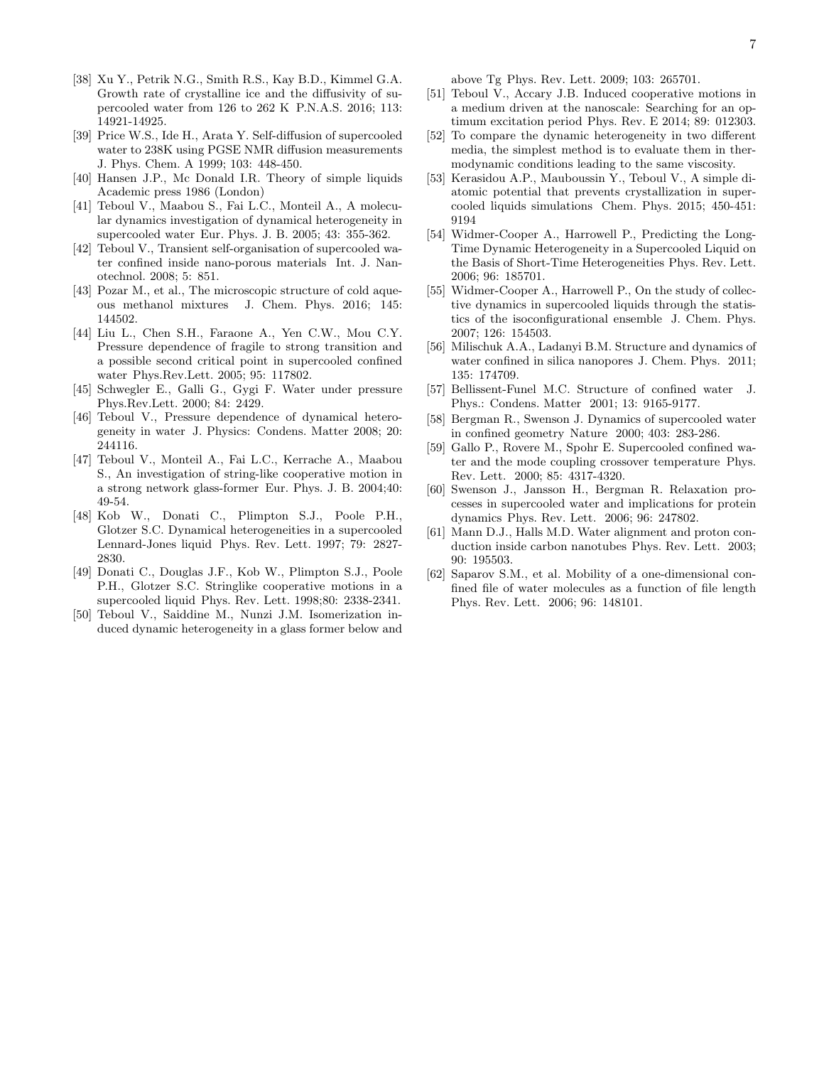[38] Xu Y., Petrik N.G., Smith R.S., Kay B.D., Kimmel G.A. Growth rate of crystalline ice and the diffusivity of supercooled water from 126 to 262 K P.N.A.S. 2016; 113: 14921-14925.

[39] Price W.S., Ide H., Arata Y. Self-diffusion of supercooled water to 238K using PGSE NMR diffusion measurements J. Phys. Chem. A 1999; 103: 448-450.

[40] Hansen J.P., Mc Donald I.R. Theory of simple liquids Academic press 1986 (London)

[41] Teboul V., Maabou S., Fai L.C., Monteil A., A molecular dynamics investigation of dynamical heterogeneity in supercooled water Eur. Phys. J. B. 2005; 43: 355-362.

[42] Teboul V., Transient self-organisation of supercooled water confined inside nano-porous materials Int. J. Nanotechnol. 2008; 5: 851.

[43] Pozar M., et al., The microscopic structure of cold aqueous methanol mixtures J. Chem. Phys. 2016; 145: 144502.

[44] Liu L., Chen S.H., Faraone A., Yen C.W., Mou C.Y. Pressure dependence of fragile to strong transition and a possible second critical point in supercooled confined water Phys.Rev.Lett. 2005; 95: 117802.

[45] Schwegler E., Galli G., Gygi F. Water under pressure Phys.Rev.Lett. 2000; 84: 2429.

[46] Teboul V., Pressure dependence of dynamical heterogeneity in water J. Physics: Condens. Matter 2008; 20: 244116.

[47] Teboul V., Monteil A., Fai L.C., Kerrache A., Maabou S., An investigation of string-like cooperative motion in a strong network glass-former Eur. Phys. J. B. 2004;40: 49-54.

[48] Kob W., Donati C., Plimpton S.J., Poole P.H., Glotzer S.C. Dynamical heterogeneities in a supercooled Lennard-Jones liquid Phys. Rev. Lett. 1997; 79: 2827-2830.

[49] Donati C., Douglas J.F., Kob W., Plimpton S.J., Poole P.H., Glotzer S.C. Stringlike cooperative motions in a supercooled liquid Phys. Rev. Lett. 1998;80: 2338-2341.

[50] Teboul V., Saiddine M., Nunzi J.M. Isomerization induced dynamic heterogeneity in a glass former below and above Tg Phys. Rev. Lett. 2009; 103: 265701.

[51] Teboul V., Accary J.B. Induced cooperative motions in a medium driven at the nanoscale: Searching for an optimum excitation period Phys. Rev. E 2014; 89: 012303.

[52] To compare the dynamic heterogeneity in two different media, the simplest method is to evaluate them in thermodynamic conditions leading to the same viscosity.

[53] Kerasidou A.P., Mauboussin Y., Teboul V., A simple diatomic potential that prevents crystallization in supercooled liquids simulations Chem. Phys. 2015; 450-451: 9194

[54] Widmer-Cooper A., Harrowell P., Predicting the Long-Time Dynamic Heterogeneity in a Supercooled Liquid on the Basis of Short-Time Heterogeneities Phys. Rev. Lett. 2006; 96: 185701.

[55] Widmer-Cooper A., Harrowell P., On the study of collective dynamics in supercooled liquids through the statistics of the isoconfigurational ensemble J. Chem. Phys. 2007; 126: 154503.

[56] Milischuk A.A., Ladanyi B.M. Structure and dynamics of water confined in silica nanopores J. Chem. Phys. 2011; 135: 174709.

[57] Bellissent-Funel M.C. Structure of confined water J. Phys.: Condens. Matter 2001; 13: 9165-9177.

[58] Bergman R., Swenson J. Dynamics of supercooled water in confined geometry Nature 2000; 403: 283-286.

[59] Gallo P., Rovere M., Spohr E. Supercooled confined water and the mode coupling crossover temperature Phys. Rev. Lett. 2000; 85: 4317-4320.

[60] Swenson J., Jansson H., Bergman R. Relaxation processes in supercooled water and implications for protein dynamics Phys. Rev. Lett. 2006; 96: 247802.

[61] Mann D.J., Halls M.D. Water alignment and proton conduction inside carbon nanotubes Phys. Rev. Lett. 2003; 90: 195503.

[62] Saparov S.M., et al. Mobility of a one-dimensional confined file of water molecules as a function of file length Phys. Rev. Lett. 2006; 96: 148101.